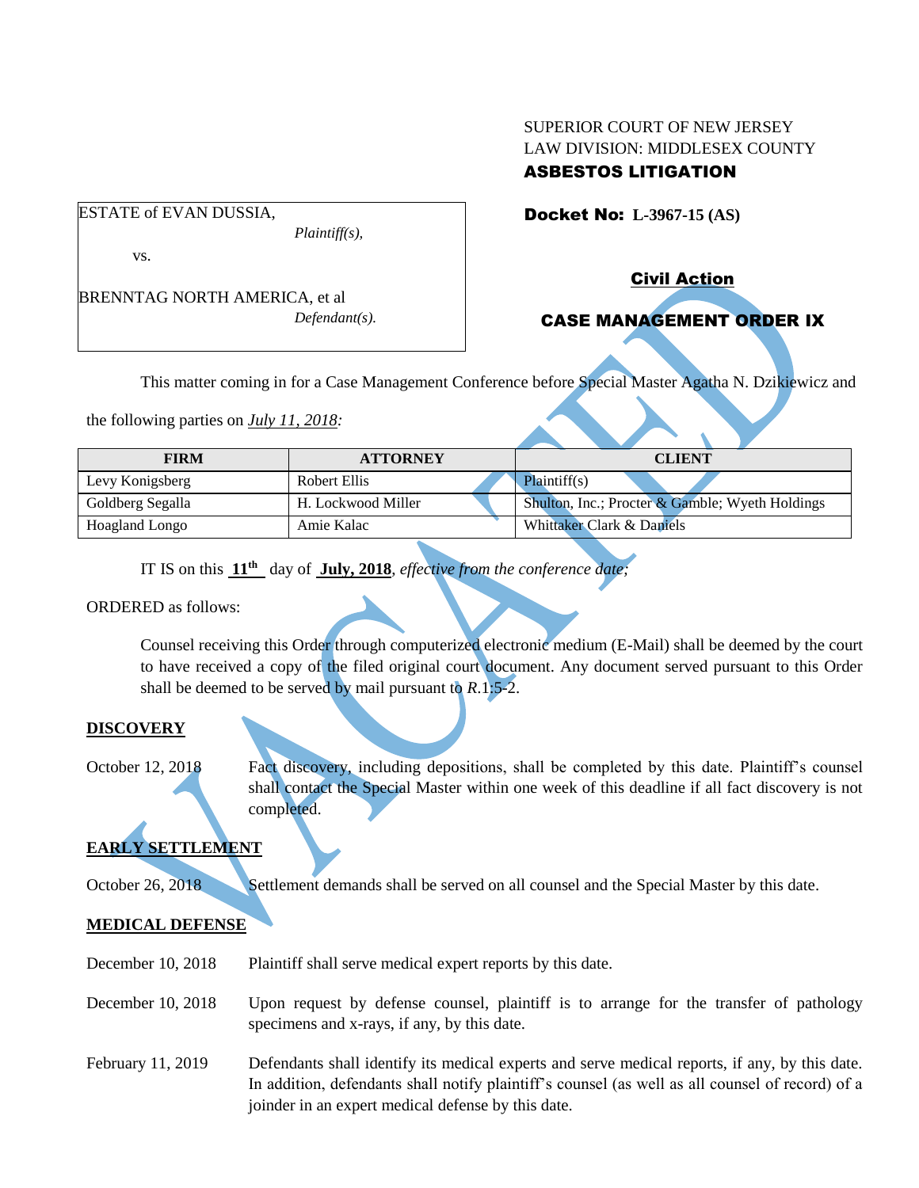SUPERIOR COURT OF NEW JERSEY
LAW DIVISION: MIDDLESEX COUNTY
**ASBESTOS LITIGATION**

ESTATE of EVAN DUSSIA,
*Plaintiff(s),*

vs.

BRENNTAG NORTH AMERICA, et al
*Defendant(s).*

**Docket No: L-3967-15 (AS)**

**Civil Action**

**CASE MANAGEMENT ORDER IX**

VACATED

This matter coming in for a Case Management Conference before Special Master Agatha N. Dzikiewicz and the following parties on *July 11, 2018:*

| FIRM | ATTORNEY | CLIENT |
|---|---|---|
| Levy Konigsberg | Robert Ellis | Plaintiff(s) |
| Goldberg Segalla | H. Lockwood Miller | Shulton, Inc.; Procter & Gamble; Wyeth Holdings |
| Hoagland Longo | Amie Kalac | Whittaker Clark & Daniels |

IT IS on this **11th** day of **July, 2018**, *effective from the conference date;*

ORDERED as follows:

Counsel receiving this Order through computerized electronic medium (E-Mail) shall be deemed by the court to have received a copy of the filed original court document. Any document served pursuant to this Order shall be deemed to be served by mail pursuant to *R*.1:5-2.

**DISCOVERY**

October 12, 2018 — Fact discovery, including depositions, shall be completed by this date. Plaintiff's counsel shall contact the Special Master within one week of this deadline if all fact discovery is not completed.

**EARLY SETTLEMENT**

October 26, 2018 — Settlement demands shall be served on all counsel and the Special Master by this date.

**MEDICAL DEFENSE**

December 10, 2018 — Plaintiff shall serve medical expert reports by this date.

December 10, 2018 — Upon request by defense counsel, plaintiff is to arrange for the transfer of pathology specimens and x-rays, if any, by this date.

February 11, 2019 — Defendants shall identify its medical experts and serve medical reports, if any, by this date. In addition, defendants shall notify plaintiff's counsel (as well as all counsel of record) of a joinder in an expert medical defense by this date.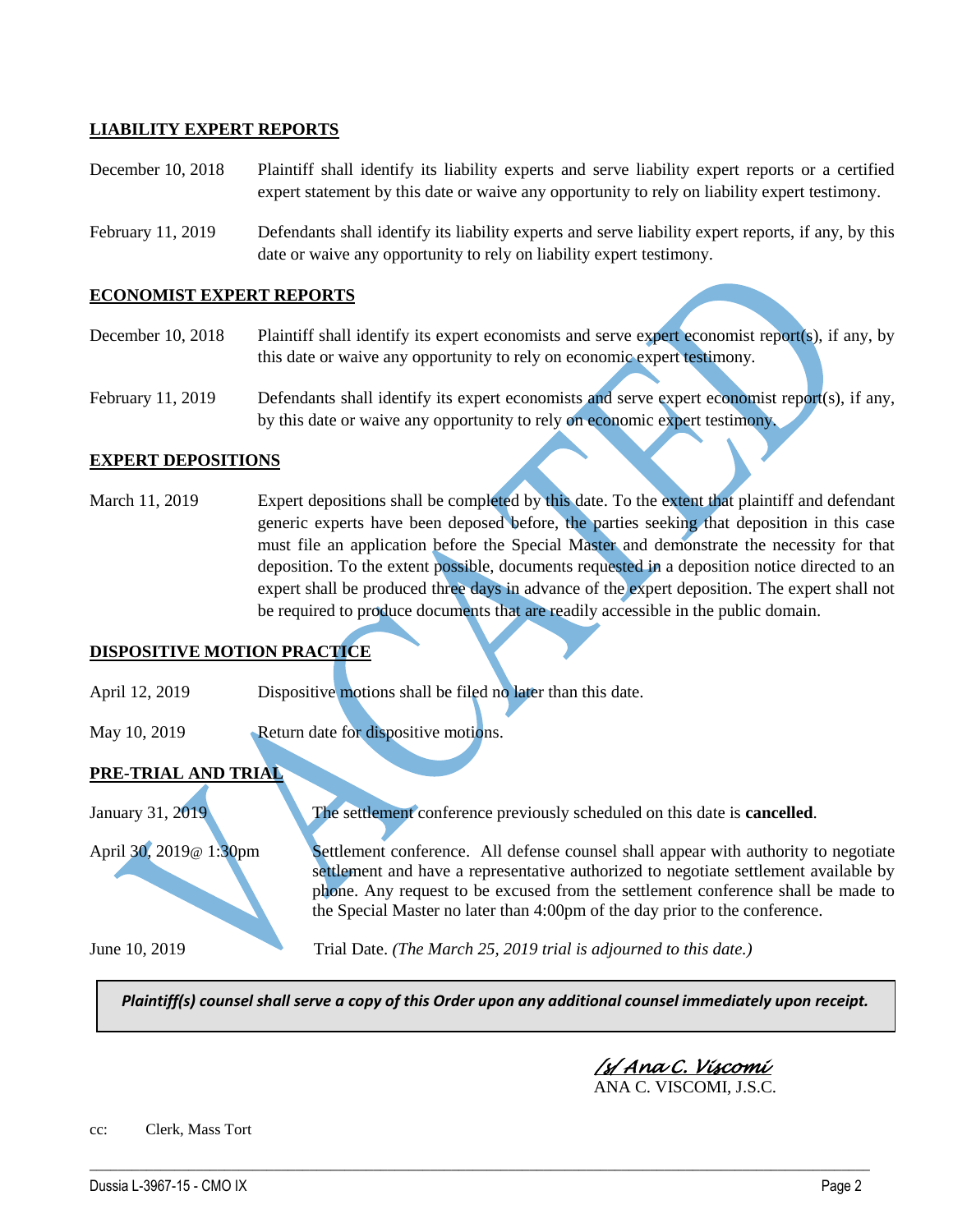**LIABILITY EXPERT REPORTS**

| | |
|---|---|
| December 10, 2018 | Plaintiff shall identify its liability experts and serve liability expert reports or a certified expert statement by this date or waive any opportunity to rely on liability expert testimony. |
| February 11, 2019 | Defendants shall identify its liability experts and serve liability expert reports, if any, by this date or waive any opportunity to rely on liability expert testimony. |

**ECONOMIST EXPERT REPORTS**

| | |
|---|---|
| December 10, 2018 | Plaintiff shall identify its expert economists and serve expert economist report(s), if any, by this date or waive any opportunity to rely on economic expert testimony. |
| February 11, 2019 | Defendants shall identify its expert economists and serve expert economist report(s), if any, by this date or waive any opportunity to rely on economic expert testimony. |

**EXPERT DEPOSITIONS**

| | |
|---|---|
| March 11, 2019 | Expert depositions shall be completed by this date. To the extent that plaintiff and defendant generic experts have been deposed before, the parties seeking that deposition in this case must file an application before the Special Master and demonstrate the necessity for that deposition. To the extent possible, documents requested in a deposition notice directed to an expert shall be produced three days in advance of the expert deposition. The expert shall not be required to produce documents that are readily accessible in the public domain. |

**DISPOSITIVE MOTION PRACTICE**

| | |
|---|---|
| April 12, 2019 | Dispositive motions shall be filed no later than this date. |
| May 10, 2019 | Return date for dispositive motions. |

**PRE-TRIAL AND TRIAL**

| | |
|---|---|
| January 31, 2019 | The settlement conference previously scheduled on this date is **cancelled**. |
| April 30, 2019@ 1:30pm | Settlement conference. All defense counsel shall appear with authority to negotiate settlement and have a representative authorized to negotiate settlement available by phone. Any request to be excused from the settlement conference shall be made to the Special Master no later than 4:00pm of the day prior to the conference. |
| June 10, 2019 | Trial Date. *(The March 25, 2019 trial is adjourned to this date.)* |

VACATED

***Plaintiff(s) counsel shall serve a copy of this Order upon any additional counsel immediately upon receipt.***

*/s/ Ana C. Viscomi*
ANA C. VISCOMI, J.S.C.

cc: Clerk, Mass Tort